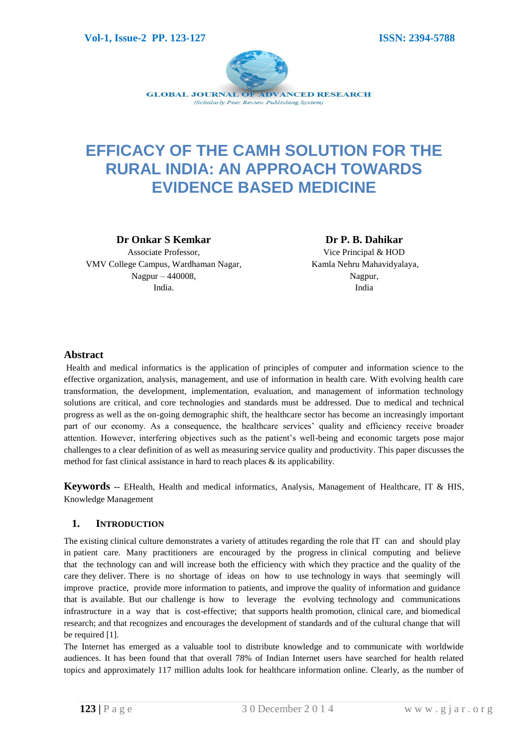# EFFICACY OF THE CAMH SOLUTION FOR THE RURAL INDIA: AN APPROACH TOWARDS EVIDENCE BASED MEDICINE

**Dr Onkar S Kemkar**
Associate Professor,
VMV College Campus, Wardhaman Nagar,
Nagpur – 440008,
India.

**Dr P. B. Dahikar**
Vice Principal & HOD
Kamla Nehru Mahavidyalaya,
Nagpur,
India

## Abstract

Health and medical informatics is the application of principles of computer and information science to the effective organization, analysis, management, and use of information in health care. With evolving health care transformation, the development, implementation, evaluation, and management of information technology solutions are critical, and core technologies and standards must be addressed. Due to medical and technical progress as well as the on-going demographic shift, the healthcare sector has become an increasingly important part of our economy. As a consequence, the healthcare services' quality and efficiency receive broader attention. However, interfering objectives such as the patient's well-being and economic targets pose major challenges to a clear definition of as well as measuring service quality and productivity. This paper discusses the method for fast clinical assistance in hard to reach places & its applicability.

**Keywords** -- EHealth, Health and medical informatics, Analysis, Management of Healthcare, IT & HIS, Knowledge Management

## 1. Introduction

The existing clinical culture demonstrates a variety of attitudes regarding the role that IT can and should play in patient care. Many practitioners are encouraged by the progress in clinical computing and believe that the technology can and will increase both the efficiency with which they practice and the quality of the care they deliver. There is no shortage of ideas on how to use technology in ways that seemingly will improve practice, provide more information to patients, and improve the quality of information and guidance that is available. But our challenge is how to leverage the evolving technology and communications infrastructure in a way that is cost-effective; that supports health promotion, clinical care, and biomedical research; and that recognizes and encourages the development of standards and of the cultural change that will be required [1].

The Internet has emerged as a valuable tool to distribute knowledge and to communicate with worldwide audiences. It has been found that that overall 78% of Indian Internet users have searched for health related topics and approximately 117 million adults look for healthcare information online. Clearly, as the number of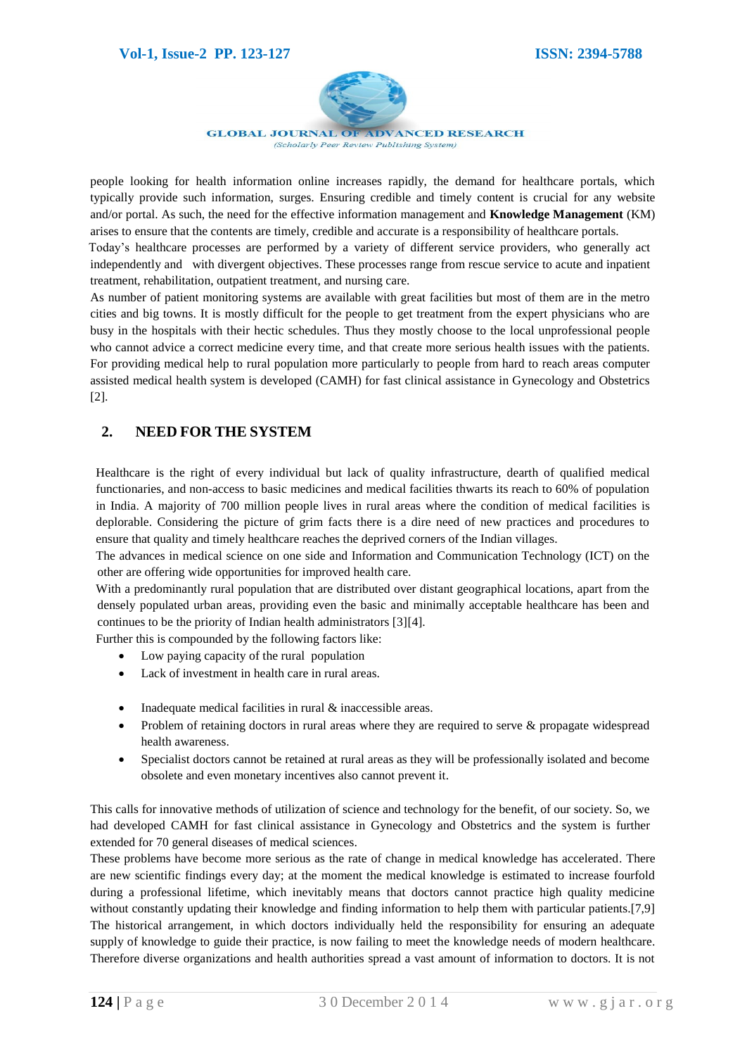people looking for health information online increases rapidly, the demand for healthcare portals, which typically provide such information, surges. Ensuring credible and timely content is crucial for any website and/or portal. As such, the need for the effective information management and **Knowledge Management** (KM) arises to ensure that the contents are timely, credible and accurate is a responsibility of healthcare portals.

Today's healthcare processes are performed by a variety of different service providers, who generally act independently and with divergent objectives. These processes range from rescue service to acute and inpatient treatment, rehabilitation, outpatient treatment, and nursing care.

As number of patient monitoring systems are available with great facilities but most of them are in the metro cities and big towns. It is mostly difficult for the people to get treatment from the expert physicians who are busy in the hospitals with their hectic schedules. Thus they mostly choose to the local unprofessional people who cannot advice a correct medicine every time, and that create more serious health issues with the patients. For providing medical help to rural population more particularly to people from hard to reach areas computer assisted medical health system is developed (CAMH) for fast clinical assistance in Gynecology and Obstetrics [2].

## 2. NEED FOR THE SYSTEM

Healthcare is the right of every individual but lack of quality infrastructure, dearth of qualified medical functionaries, and non-access to basic medicines and medical facilities thwarts its reach to 60% of population in India. A majority of 700 million people lives in rural areas where the condition of medical facilities is deplorable. Considering the picture of grim facts there is a dire need of new practices and procedures to ensure that quality and timely healthcare reaches the deprived corners of the Indian villages.

The advances in medical science on one side and Information and Communication Technology (ICT) on the other are offering wide opportunities for improved health care.

With a predominantly rural population that are distributed over distant geographical locations, apart from the densely populated urban areas, providing even the basic and minimally acceptable healthcare has been and continues to be the priority of Indian health administrators [3][4].

Further this is compounded by the following factors like:

- Low paying capacity of the rural population
- Lack of investment in health care in rural areas.
- Inadequate medical facilities in rural & inaccessible areas.
- Problem of retaining doctors in rural areas where they are required to serve & propagate widespread health awareness.
- Specialist doctors cannot be retained at rural areas as they will be professionally isolated and become obsolete and even monetary incentives also cannot prevent it.

This calls for innovative methods of utilization of science and technology for the benefit, of our society. So, we had developed CAMH for fast clinical assistance in Gynecology and Obstetrics and the system is further extended for 70 general diseases of medical sciences.

These problems have become more serious as the rate of change in medical knowledge has accelerated. There are new scientific findings every day; at the moment the medical knowledge is estimated to increase fourfold during a professional lifetime, which inevitably means that doctors cannot practice high quality medicine without constantly updating their knowledge and finding information to help them with particular patients.[7,9]

The historical arrangement, in which doctors individually held the responsibility for ensuring an adequate supply of knowledge to guide their practice, is now failing to meet the knowledge needs of modern healthcare. Therefore diverse organizations and health authorities spread a vast amount of information to doctors. It is not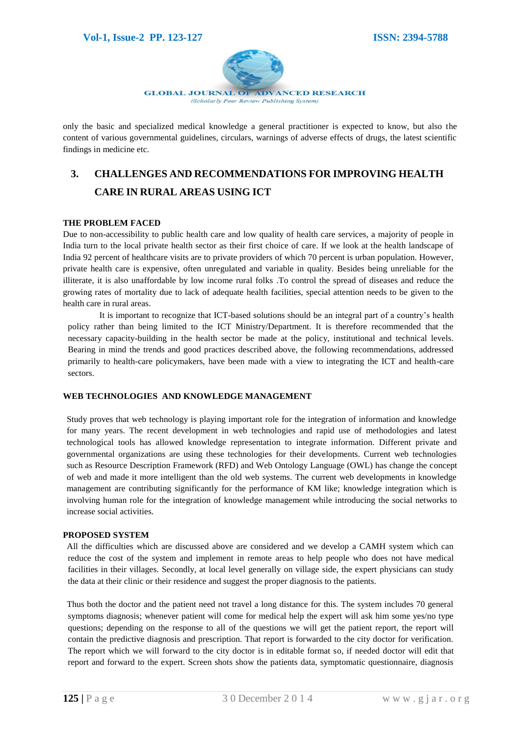only the basic and specialized medical knowledge a general practitioner is expected to know, but also the content of various governmental guidelines, circulars, warnings of adverse effects of drugs, the latest scientific findings in medicine etc.

## 3. CHALLENGES AND RECOMMENDATIONS FOR IMPROVING HEALTH CARE IN RURAL AREAS USING ICT

### THE PROBLEM FACED

Due to non-accessibility to public health care and low quality of health care services, a majority of people in India turn to the local private health sector as their first choice of care. If we look at the health landscape of India 92 percent of healthcare visits are to private providers of which 70 percent is urban population. However, private health care is expensive, often unregulated and variable in quality. Besides being unreliable for the illiterate, it is also unaffordable by low income rural folks .To control the spread of diseases and reduce the growing rates of mortality due to lack of adequate health facilities, special attention needs to be given to the health care in rural areas.

It is important to recognize that ICT-based solutions should be an integral part of a country's health policy rather than being limited to the ICT Ministry/Department. It is therefore recommended that the necessary capacity-building in the health sector be made at the policy, institutional and technical levels. Bearing in mind the trends and good practices described above, the following recommendations, addressed primarily to health-care policymakers, have been made with a view to integrating the ICT and health-care sectors.

### WEB TECHNOLOGIES AND KNOWLEDGE MANAGEMENT

Study proves that web technology is playing important role for the integration of information and knowledge for many years. The recent development in web technologies and rapid use of methodologies and latest technological tools has allowed knowledge representation to integrate information. Different private and governmental organizations are using these technologies for their developments. Current web technologies such as Resource Description Framework (RFD) and Web Ontology Language (OWL) has change the concept of web and made it more intelligent than the old web systems. The current web developments in knowledge management are contributing significantly for the performance of KM like; knowledge integration which is involving human role for the integration of knowledge management while introducing the social networks to increase social activities.

### PROPOSED SYSTEM

All the difficulties which are discussed above are considered and we develop a CAMH system which can reduce the cost of the system and implement in remote areas to help people who does not have medical facilities in their villages. Secondly, at local level generally on village side, the expert physicians can study the data at their clinic or their residence and suggest the proper diagnosis to the patients.

Thus both the doctor and the patient need not travel a long distance for this. The system includes 70 general symptoms diagnosis; whenever patient will come for medical help the expert will ask him some yes/no type questions; depending on the response to all of the questions we will get the patient report, the report will contain the predictive diagnosis and prescription. That report is forwarded to the city doctor for verification. The report which we will forward to the city doctor is in editable format so, if needed doctor will edit that report and forward to the expert. Screen shots show the patients data, symptomatic questionnaire, diagnosis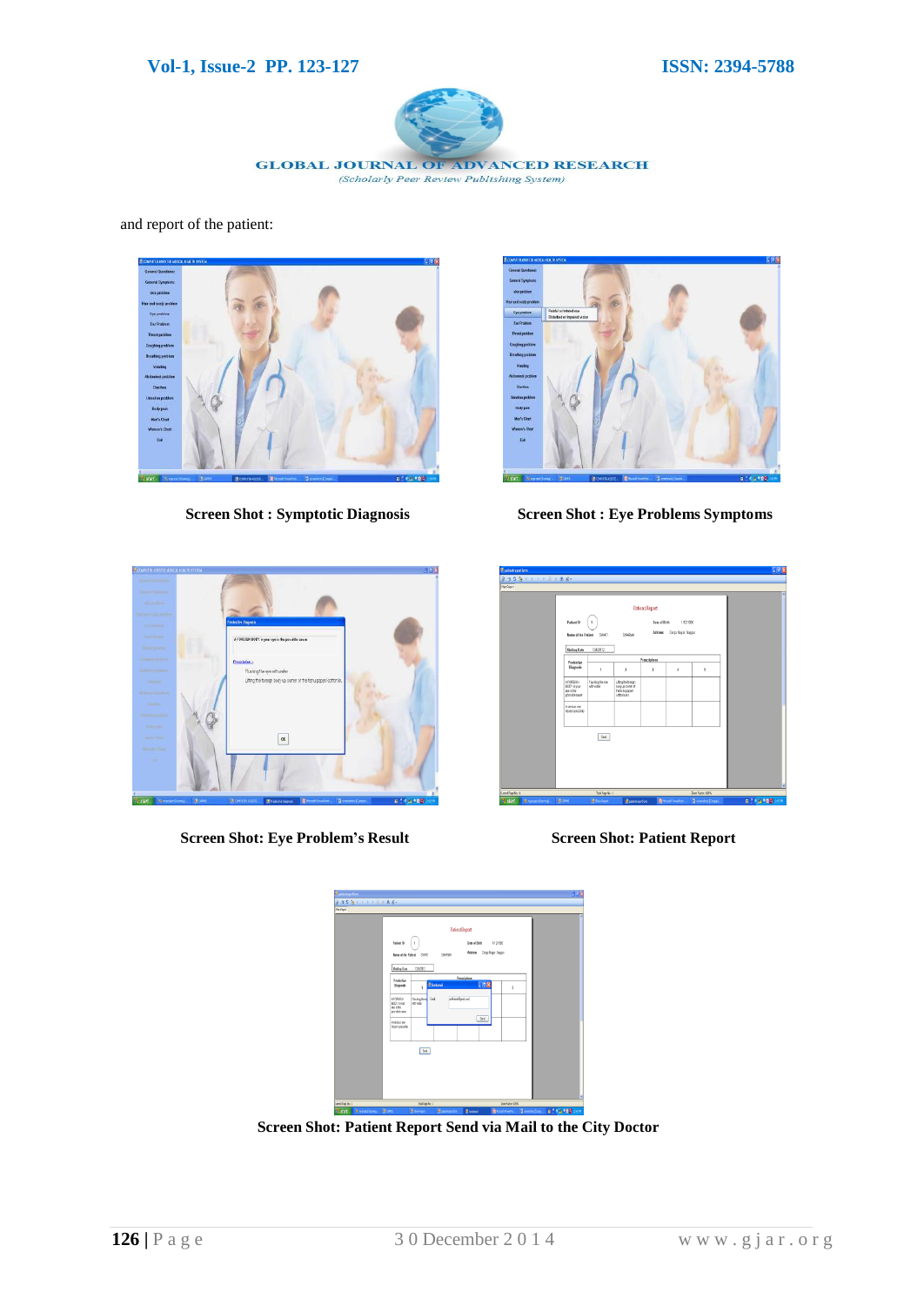and report of the patient:

**Screen Shot : Symptotic Diagnosis**

**Screen Shot : Eye Problems Symptoms**

**Screen Shot: Eye Problem's Result**

**Screen Shot: Patient Report**

**Screen Shot: Patient Report Send via Mail to the City Doctor**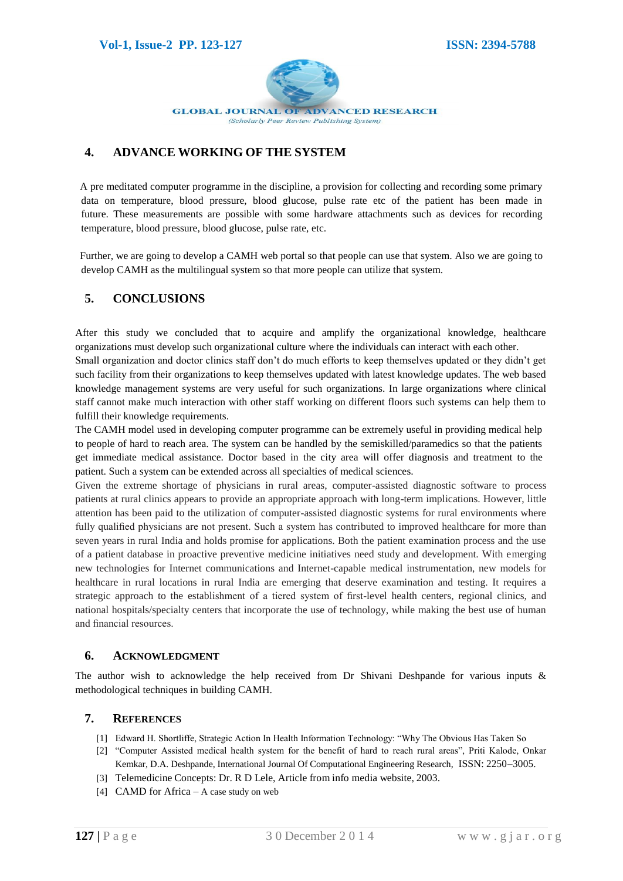## 4. ADVANCE WORKING OF THE SYSTEM

A pre meditated computer programme in the discipline, a provision for collecting and recording some primary data on temperature, blood pressure, blood glucose, pulse rate etc of the patient has been made in future. These measurements are possible with some hardware attachments such as devices for recording temperature, blood pressure, blood glucose, pulse rate, etc.

Further, we are going to develop a CAMH web portal so that people can use that system. Also we are going to develop CAMH as the multilingual system so that more people can utilize that system.

## 5. CONCLUSIONS

After this study we concluded that to acquire and amplify the organizational knowledge, healthcare organizations must develop such organizational culture where the individuals can interact with each other.
Small organization and doctor clinics staff don't do much efforts to keep themselves updated or they didn't get such facility from their organizations to keep themselves updated with latest knowledge updates. The web based knowledge management systems are very useful for such organizations. In large organizations where clinical staff cannot make much interaction with other staff working on different floors such systems can help them to fulfill their knowledge requirements.
The CAMH model used in developing computer programme can be extremely useful in providing medical help to people of hard to reach area. The system can be handled by the semiskilled/paramedics so that the patients get immediate medical assistance. Doctor based in the city area will offer diagnosis and treatment to the patient. Such a system can be extended across all specialties of medical sciences.
Given the extreme shortage of physicians in rural areas, computer-assisted diagnostic software to process patients at rural clinics appears to provide an appropriate approach with long-term implications. However, little attention has been paid to the utilization of computer-assisted diagnostic systems for rural environments where fully qualified physicians are not present. Such a system has contributed to improved healthcare for more than seven years in rural India and holds promise for applications. Both the patient examination process and the use of a patient database in proactive preventive medicine initiatives need study and development. With emerging new technologies for Internet communications and Internet-capable medical instrumentation, new models for healthcare in rural locations in rural India are emerging that deserve examination and testing. It requires a strategic approach to the establishment of a tiered system of first-level health centers, regional clinics, and national hospitals/specialty centers that incorporate the use of technology, while making the best use of human and financial resources.

## 6. ACKNOWLEDGMENT

The author wish to acknowledge the help received from Dr Shivani Deshpande for various inputs & methodological techniques in building CAMH.

## 7. REFERENCES

[1] Edward H. Shortliffe, Strategic Action In Health Information Technology: "Why The Obvious Has Taken So

[2] "Computer Assisted medical health system for the benefit of hard to reach rural areas", Priti Kalode, Onkar Kemkar, D.A. Deshpande, International Journal Of Computational Engineering Research, ISSN: 2250–3005.

[3] Telemedicine Concepts: Dr. R D Lele, Article from info media website, 2003.

[4] CAMD for Africa – A case study on web